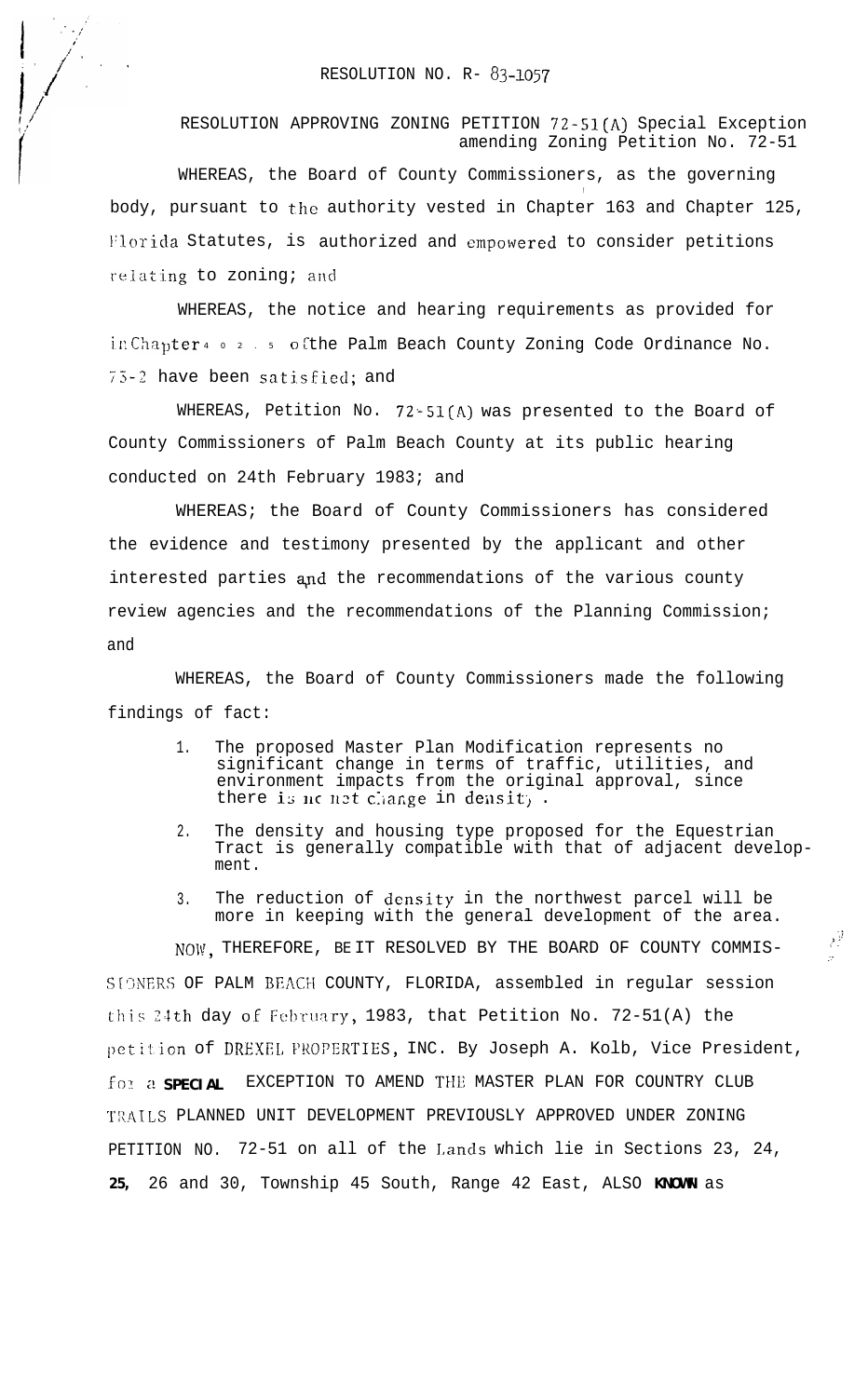RESOLUTION NO. R- 83-1057

RESOLUTION APPROVING ZONING PETITION 72-51(A) Special Exception amending Zoning Petition No. 72-51

WHEREAS, the Board of County Commissioners, as the governing body, pursuant to the authority vested in Chapter 163 and Chapter 125, Florida Statutes, is authorized and empowered to consider petitions relating to zoning; and

WHEREAS, the notice and hearing requirements as provided for in Chapter 402.5 of the Palm Beach County Zoning Code Ordinance No. 73-2 have been satisfied; and

WHEREAS, Petition No. 72-51(A) was presented to the Board of County Commissioners of Palm Beach County at its public hearing conducted on 24th February 1983; and

WHEREAS; the Board of County Commissioners has considered the evidence and testimony presented by the applicant and other interested parties and the recommendations of the various county review agencies and the recommendations of the Planning Commission; and

WHEREAS, the Board of County Commissioners made the following findings of fact:

1. The proposed Master Plan Modification represents no significant change in terms of traffic, utilities, and environment impacts from the original approval, since there is no net change in density.
2. The density and housing type proposed for the Equestrian Tract is generally compatible with that of adjacent development.
3. The reduction of density in the northwest parcel will be more in keeping with the general development of the area.

NOW, THEREFORE, BE IT RESOLVED BY THE BOARD OF COUNTY COMMISSIONERS OF PALM BEACH COUNTY, FLORIDA, assembled in regular session this 24th day of February, 1983, that Petition No. 72-51(A) the petition of DREXEL PROPERTIES, INC. By Joseph A. Kolb, Vice President, for a **SPECIAL** EXCEPTION TO AMEND THE MASTER PLAN FOR COUNTRY CLUB TRAILS PLANNED UNIT DEVELOPMENT PREVIOUSLY APPROVED UNDER ZONING PETITION NO. 72-51 on all of the Lands which lie in Sections 23, 24, **25,** 26 and 30, Township 45 South, Range 42 East, ALSO **KNOWN** as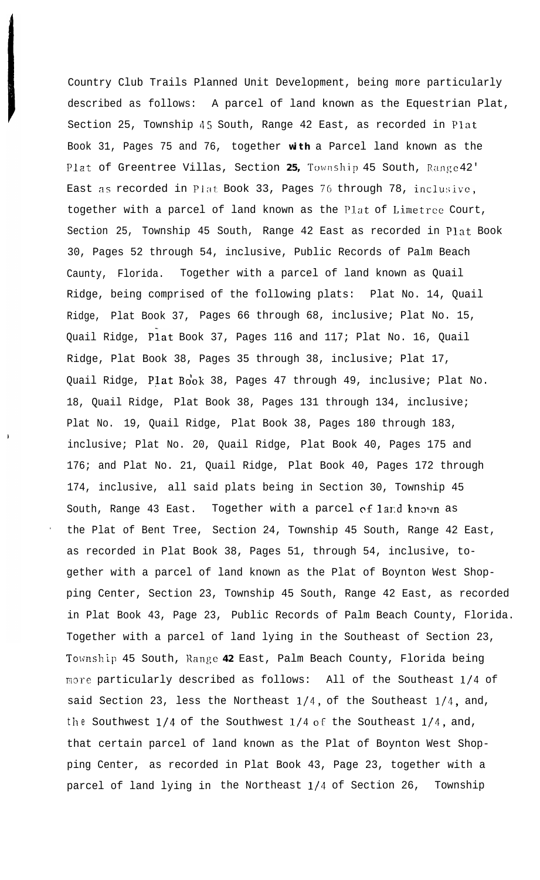Country Club Trails Planned Unit Development, being more particularly described as follows: A parcel of land known as the Equestrian Plat, Section 25, Township 45 South, Range 42 East, as recorded in Plat Book 31, Pages 75 and 76, together **with** a Parcel land known as the Plat of Greentree Villas, Section **25,** Township 45 South, Range 42' East as recorded in Plat Book 33, Pages 76 through 78, inclusive, together with a parcel of land known as the Plat of Limetree Court, Section 25, Township 45 South, Range 42 East as recorded in Plat Book 30, Pages 52 through 54, inclusive, Public Records of Palm Beach Caunty, Florida. Together with a parcel of land known as Quail Ridge, being comprised of the following plats: Plat No. 14, Quail Ridge, Plat Book 37, Pages 66 through 68, inclusive; Plat No. 15, Quail Ridge, Plat Book 37, Pages 116 and 117; Plat No. 16, Quail Ridge, Plat Book 38, Pages 35 through 38, inclusive; Plat 17, Quail Ridge, Plat Book 38, Pages 47 through 49, inclusive; Plat No. 18, Quail Ridge, Plat Book 38, Pages 131 through 134, inclusive; Plat No. 19, Quail Ridge, Plat Book 38, Pages 180 through 183, inclusive; Plat No. 20, Quail Ridge, Plat Book 40, Pages 175 and 176; and Plat No. 21, Quail Ridge, Plat Book 40, Pages 172 through 174, inclusive, all said plats being in Section 30, Township 45 South, Range 43 East. Together with a parcel of land known as the Plat of Bent Tree, Section 24, Township 45 South, Range 42 East, as recorded in Plat Book 38, Pages 51, through 54, inclusive, together with a parcel of land known as the Plat of Boynton West Shopping Center, Section 23, Township 45 South, Range 42 East, as recorded in Plat Book 43, Page 23, Public Records of Palm Beach County, Florida. Together with a parcel of land lying in the Southeast of Section 23, Township 45 South, Range **42** East, Palm Beach County, Florida being more particularly described as follows: All of the Southeast 1/4 of said Section 23, less the Northeast 1/4, of the Southeast 1/4, and, the Southwest 1/4 of the Southwest 1/4 of the Southeast 1/4, and, that certain parcel of land known as the Plat of Boynton West Shopping Center, as recorded in Plat Book 43, Page 23, together with a parcel of land lying in the Northeast 1/4 of Section 26, Township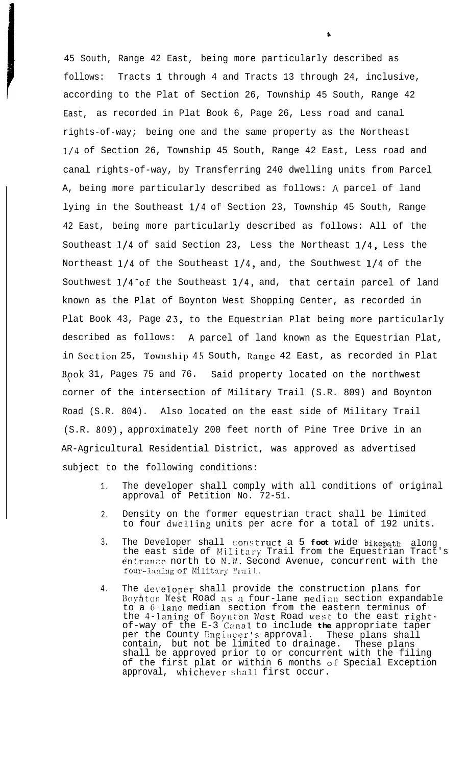45 South, Range 42 East, being more particularly described as follows: Tracts 1 through 4 and Tracts 13 through 24, inclusive, according to the Plat of Section 26, Township 45 South, Range 42 East, as recorded in Plat Book 6, Page 26, Less road and canal rights-of-way; being one and the same property as the Northeast 1/4 of Section 26, Township 45 South, Range 42 East, Less road and canal rights-of-way, by Transferring 240 dwelling units from Parcel A, being more particularly described as follows: A parcel of land lying in the Southeast 1/4 of Section 23, Township 45 South, Range 42 East, being more particularly described as follows: All of the Southeast 1/4 of said Section 23, Less the Northeast 1/4, Less the Northeast 1/4 of the Southeast 1/4, and, the Southwest 1/4 of the Southwest 1/4 of the Southeast 1/4, and, that certain parcel of land known as the Plat of Boynton West Shopping Center, as recorded in Plat Book 43, Page 23, to the Equestrian Plat being more particularly described as follows: A parcel of land known as the Equestrian Plat, in Section 25, Township 45 South, Range 42 East, as recorded in Plat Book 31, Pages 75 and 76. Said property located on the northwest corner of the intersection of Military Trail (S.R. 809) and Boynton Road (S.R. 804). Also located on the east side of Military Trail (S.R. 809), approximately 200 feet north of Pine Tree Drive in an AR-Agricultural Residential District, was approved as advertised subject to the following conditions:

1. The developer shall comply with all conditions of original approval of Petition No. 72-51.
2. Density on the former equestrian tract shall be limited to four dwelling units per acre for a total of 192 units.
3. The Developer shall construct a 5 foot wide bikepath along the east side of Military Trail from the Equestrian Tract's entrance north to N.W. Second Avenue, concurrent with the four-laning of Military Trail.
4. The developer shall provide the construction plans for Boynton West Road as a four-lane median section expandable to a 6-lane median section from the eastern terminus of the 4-laning of Boynton West Road west to the east right-of-way of the E-3 Canal to include the appropriate taper per the County Engineer's approval. These plans shall contain, but not be limited to drainage. These plans shall be approved prior to or concurrent with the filing of the first plat or within 6 months of Special Exception approval, whichever shall first occur.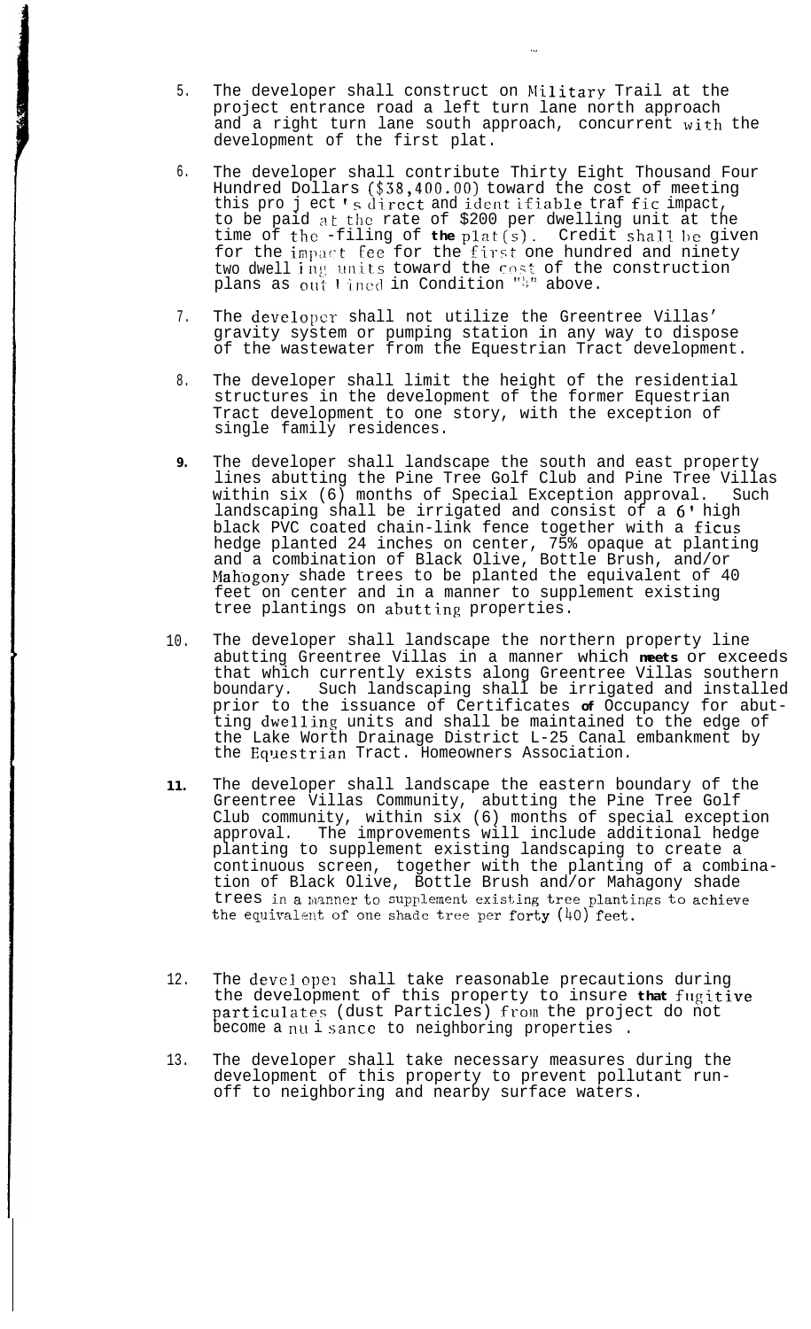5. The developer shall construct on Military Trail at the project entrance road a left turn lane north approach and a right turn lane south approach, concurrent with the development of the first plat.

6. The developer shall contribute Thirty Eight Thousand Four Hundred Dollars ($38,400.00) toward the cost of meeting this project's direct and identifiable traffic impact, to be paid at the rate of $200 per dwelling unit at the time of the -filing of the plat(s). Credit shall be given for the impact fee for the first one hundred and ninety two dwelling units toward the cost of the construction plans as outlined in Condition "4" above.

7. The developer shall not utilize the Greentree Villas' gravity system or pumping station in any way to dispose of the wastewater from the Equestrian Tract development.

8. The developer shall limit the height of the residential structures in the development of the former Equestrian Tract development to one story, with the exception of single family residences.

9. The developer shall landscape the south and east property lines abutting the Pine Tree Golf Club and Pine Tree Villas within six (6) months of Special Exception approval. Such landscaping shall be irrigated and consist of a 6' high black PVC coated chain-link fence together with a ficus hedge planted 24 inches on center, 75% opaque at planting and a combination of Black Olive, Bottle Brush, and/or Mahogony shade trees to be planted the equivalent of 40 feet on center and in a manner to supplement existing tree plantings on abutting properties.

10. The developer shall landscape the northern property line abutting Greentree Villas in a manner which meets or exceeds that which currently exists along Greentree Villas southern boundary. Such landscaping shall be irrigated and installed prior to the issuance of Certificates of Occupancy for abutting dwelling units and shall be maintained to the edge of the Lake Worth Drainage District L-25 Canal embankment by the Equestrian Tract. Homeowners Association.

11. The developer shall landscape the eastern boundary of the Greentree Villas Community, abutting the Pine Tree Golf Club community, within six (6) months of special exception approval. The improvements will include additional hedge planting to supplement existing landscaping to create a continuous screen, together with the planting of a combination of Black Olive, Bottle Brush and/or Mahagony shade trees in a manner to supplement existing tree plantings to achieve the equivalent of one shade tree per forty (40) feet.

12. The developer shall take reasonable precautions during the development of this property to insure that fugitive particulates (dust Particles) from the project do not become a nuisance to neighboring properties .

13. The developer shall take necessary measures during the development of this property to prevent pollutant run-off to neighboring and nearby surface waters.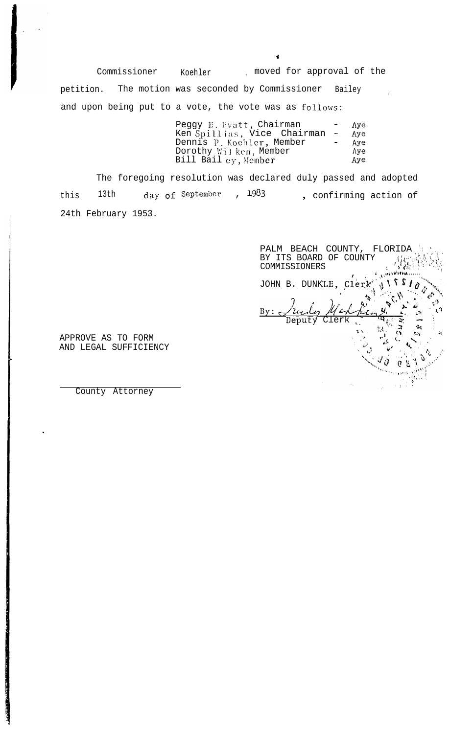Commissioner Koehler moved for approval of the petition. The motion was seconded by Commissioner Bailey and upon being put to a vote, the vote was as follows:

| | | |
|---|---|---|
| Peggy E. Evatt, Chairman | - | Aye |
| Ken Spillias, Vice Chairman | - | Aye |
| Dennis P. Koehler, Member | - | Aye |
| Dorothy Wilken, Member | | Aye |
| Bill Bailey, Member | | Aye |

The foregoing resolution was declared duly passed and adopted this 13th day of September, 1983, confirming action of 24th February 1953.

PALM BEACH COUNTY, FLORIDA
BY ITS BOARD OF COUNTY
COMMISSIONERS

JOHN B. DUNKLE, Clerk

By: Judy Madden
Deputy Clerk

APPROVE AS TO FORM
AND LEGAL SUFFICIENCY

County Attorney